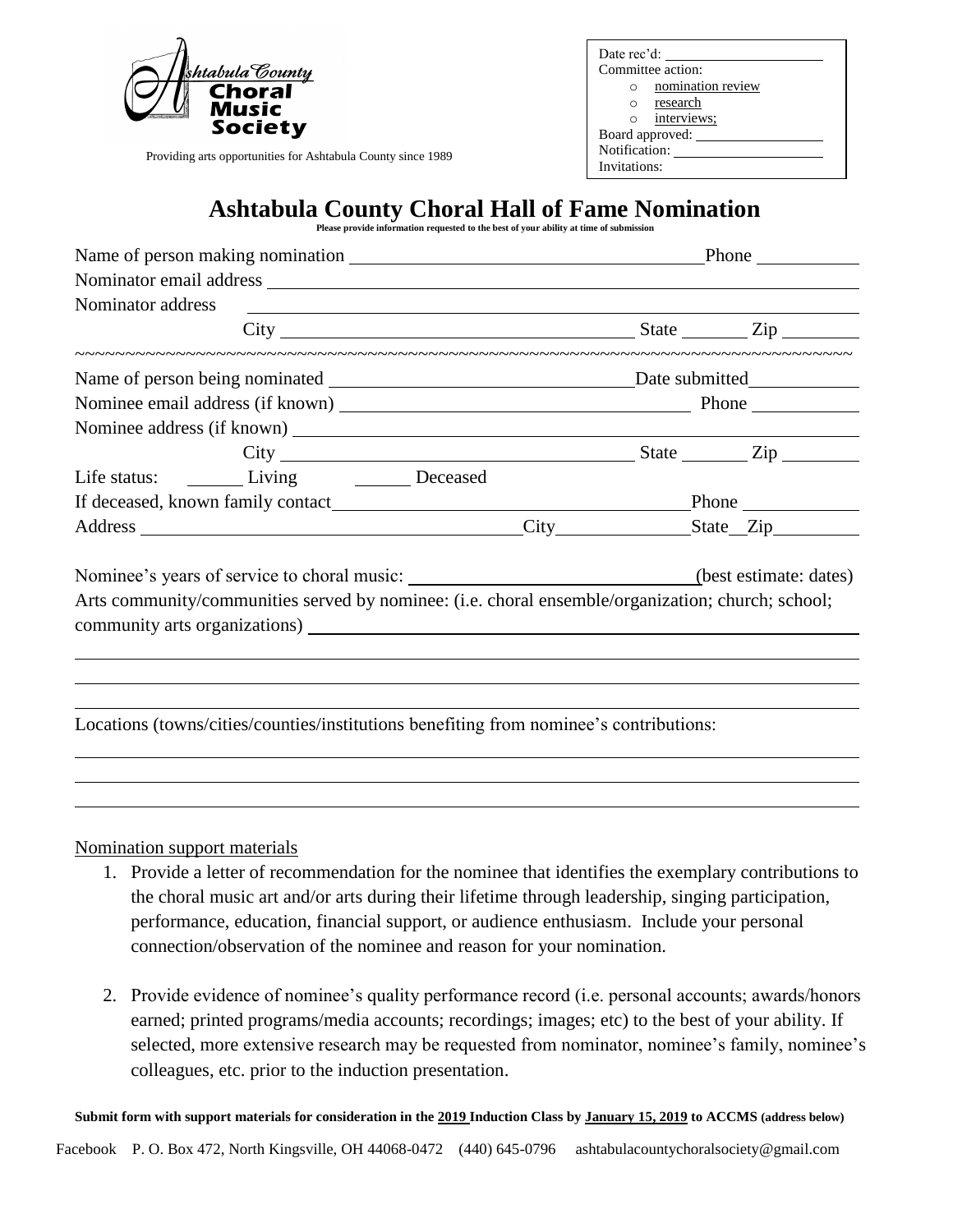Ashtabula County Choral Music Society

Providing arts opportunities for Ashtabula County since 1989

Date rec'd: \_\_\_\_\_\_\_\_\_\_\_\_\_\_\_\_
Committee action:
- nomination review
- research
- interviews;

Board approved: \_\_\_\_\_\_\_\_\_\_\_\_\_\_\_\_
Notification: \_\_\_\_\_\_\_\_\_\_\_\_\_\_\_\_
Invitations:

# Ashtabula County Choral Hall of Fame Nomination

**Please provide information requested to the best of your ability at time of submission**

Name of person making nomination \_\_\_\_\_\_\_\_\_\_\_\_\_\_\_\_\_\_\_\_\_\_\_\_\_\_\_\_\_\_ Phone \_\_\_\_\_\_\_\_\_\_

Nominator email address \_\_\_\_\_\_\_\_\_\_\_\_\_\_\_\_\_\_\_\_\_\_\_\_\_\_\_\_\_\_\_\_\_\_\_\_\_\_\_\_

Nominator address \_\_\_\_\_\_\_\_\_\_\_\_\_\_\_\_\_\_\_\_\_\_\_\_\_\_\_\_\_\_\_\_\_\_\_\_\_\_\_\_

City \_\_\_\_\_\_\_\_\_\_\_\_\_\_\_\_\_\_\_\_\_\_\_\_\_\_\_\_ State \_\_\_\_\_\_ Zip \_\_\_\_\_\_\_

~~~~~~~~~~~~~~~~~~~~~~~~~~~~~~~~~~~~~~~~~~~~~~~~~~~~~~~~~~~~~~~~~~~~~~~~~~~~~~~

Name of person being nominated \_\_\_\_\_\_\_\_\_\_\_\_\_\_\_\_\_\_\_\_\_\_\_\_\_\_ Date submitted \_\_\_\_\_\_\_\_\_\_

Nominee email address (if known) \_\_\_\_\_\_\_\_\_\_\_\_\_\_\_\_\_\_\_\_\_\_\_\_\_\_\_\_\_\_ Phone \_\_\_\_\_\_\_\_\_\_

Nominee address (if known) \_\_\_\_\_\_\_\_\_\_\_\_\_\_\_\_\_\_\_\_\_\_\_\_\_\_\_\_\_\_\_\_\_\_\_\_\_\_\_\_

City \_\_\_\_\_\_\_\_\_\_\_\_\_\_\_\_\_\_\_\_\_\_\_\_\_\_\_\_ State \_\_\_\_\_\_ Zip \_\_\_\_\_\_\_

Life status: \_\_\_\_\_\_ Living \_\_\_\_\_\_ Deceased

If deceased, known family contact \_\_\_\_\_\_\_\_\_\_\_\_\_\_\_\_\_\_\_\_\_\_\_\_\_\_\_\_\_\_ Phone \_\_\_\_\_\_\_\_\_\_

Address \_\_\_\_\_\_\_\_\_\_\_\_\_\_\_\_\_\_\_\_\_\_\_\_\_\_\_\_\_\_ City \_\_\_\_\_\_\_\_\_\_\_\_ State \_\_ Zip \_\_\_\_\_\_\_\_

Nominee's years of service to choral music: \_\_\_\_\_\_\_\_\_\_\_\_\_\_\_\_\_\_\_\_\_\_\_\_\_\_ (best estimate: dates)

Arts community/communities served by nominee: (i.e. choral ensemble/organization; church; school; community arts organizations) \_\_\_\_\_\_\_\_\_\_\_\_\_\_\_\_\_\_\_\_\_\_\_\_\_\_\_\_\_\_\_\_\_\_\_\_\_\_\_\_

\_\_\_\_\_\_\_\_\_\_\_\_\_\_\_\_\_\_\_\_\_\_\_\_\_\_\_\_\_\_\_\_\_\_\_\_\_\_\_\_\_\_\_\_\_\_\_\_\_\_\_\_\_\_\_\_\_\_\_\_\_\_\_\_\_\_\_\_\_\_

\_\_\_\_\_\_\_\_\_\_\_\_\_\_\_\_\_\_\_\_\_\_\_\_\_\_\_\_\_\_\_\_\_\_\_\_\_\_\_\_\_\_\_\_\_\_\_\_\_\_\_\_\_\_\_\_\_\_\_\_\_\_\_\_\_\_\_\_\_\_

\_\_\_\_\_\_\_\_\_\_\_\_\_\_\_\_\_\_\_\_\_\_\_\_\_\_\_\_\_\_\_\_\_\_\_\_\_\_\_\_\_\_\_\_\_\_\_\_\_\_\_\_\_\_\_\_\_\_\_\_\_\_\_\_\_\_\_\_\_\_

Locations (towns/cities/counties/institutions benefiting from nominee's contributions:

\_\_\_\_\_\_\_\_\_\_\_\_\_\_\_\_\_\_\_\_\_\_\_\_\_\_\_\_\_\_\_\_\_\_\_\_\_\_\_\_\_\_\_\_\_\_\_\_\_\_\_\_\_\_\_\_\_\_\_\_\_\_\_\_\_\_\_\_\_\_

\_\_\_\_\_\_\_\_\_\_\_\_\_\_\_\_\_\_\_\_\_\_\_\_\_\_\_\_\_\_\_\_\_\_\_\_\_\_\_\_\_\_\_\_\_\_\_\_\_\_\_\_\_\_\_\_\_\_\_\_\_\_\_\_\_\_\_\_\_\_

\_\_\_\_\_\_\_\_\_\_\_\_\_\_\_\_\_\_\_\_\_\_\_\_\_\_\_\_\_\_\_\_\_\_\_\_\_\_\_\_\_\_\_\_\_\_\_\_\_\_\_\_\_\_\_\_\_\_\_\_\_\_\_\_\_\_\_\_\_\_

Nomination support materials

1. Provide a letter of recommendation for the nominee that identifies the exemplary contributions to the choral music art and/or arts during their lifetime through leadership, singing participation, performance, education, financial support, or audience enthusiasm. Include your personal connection/observation of the nominee and reason for your nomination.

2. Provide evidence of nominee's quality performance record (i.e. personal accounts; awards/honors earned; printed programs/media accounts; recordings; images; etc) to the best of your ability. If selected, more extensive research may be requested from nominator, nominee's family, nominee's colleagues, etc. prior to the induction presentation.

**Submit form with support materials for consideration in the 2019 Induction Class by January 15, 2019 to ACCMS (address below)**

Facebook P. O. Box 472, North Kingsville, OH 44068-0472 (440) 645-0796 ashtabulacountychoralsociety@gmail.com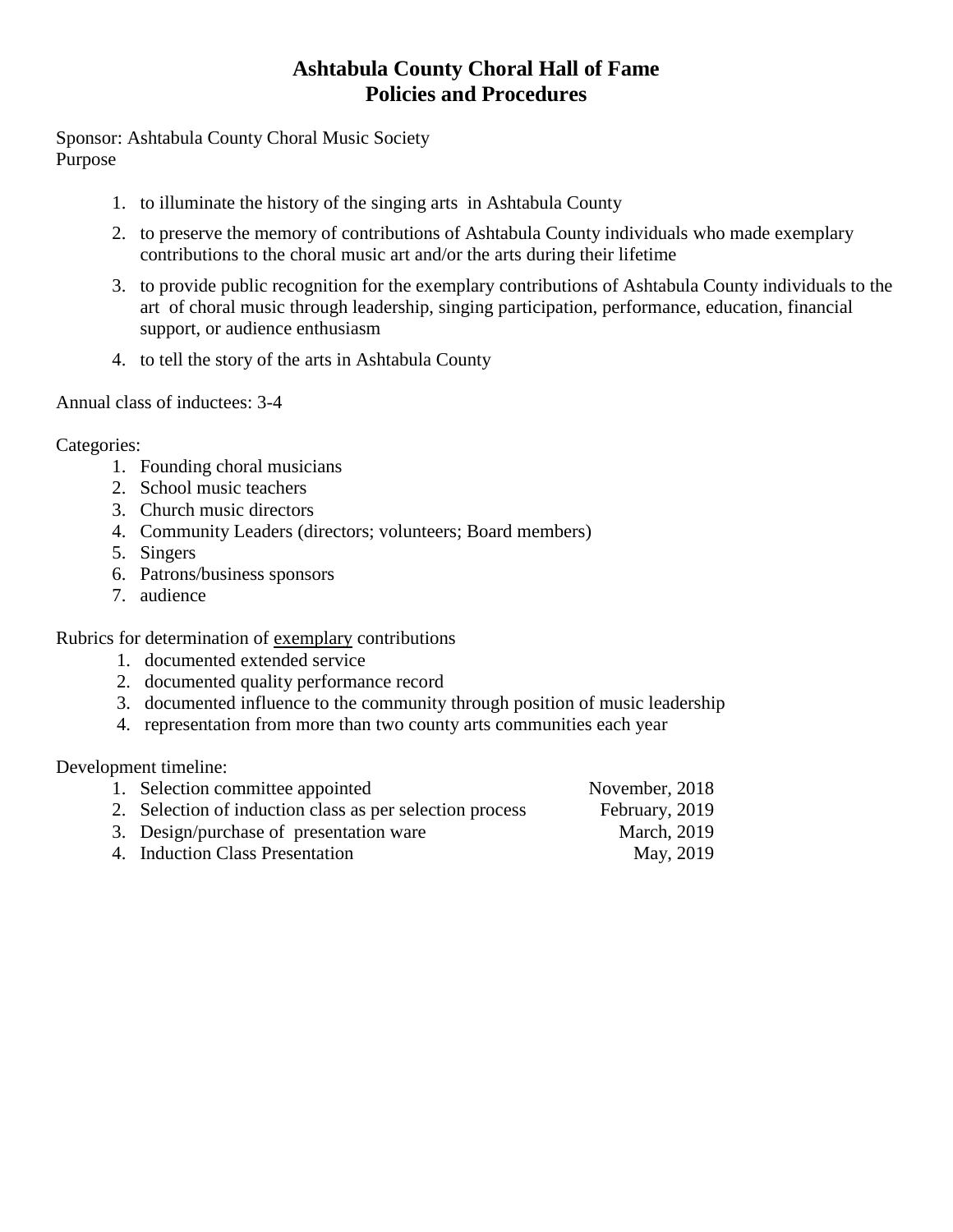# Ashtabula County Choral Hall of Fame
# Policies and Procedures

Sponsor: Ashtabula County Choral Music Society
Purpose

1. to illuminate the history of the singing arts in Ashtabula County
2. to preserve the memory of contributions of Ashtabula County individuals who made exemplary contributions to the choral music art and/or the arts during their lifetime
3. to provide public recognition for the exemplary contributions of Ashtabula County individuals to the art of choral music through leadership, singing participation, performance, education, financial support, or audience enthusiasm
4. to tell the story of the arts in Ashtabula County

Annual class of inductees: 3-4

Categories:

1. Founding choral musicians
2. School music teachers
3. Church music directors
4. Community Leaders (directors; volunteers; Board members)
5. Singers
6. Patrons/business sponsors
7. audience

Rubrics for determination of <u>exemplary</u> contributions

1. documented extended service
2. documented quality performance record
3. documented influence to the community through position of music leadership
4. representation from more than two county arts communities each year

Development timeline:

| | |
|---|---|
| 1. Selection committee appointed | November, 2018 |
| 2. Selection of induction class as per selection process | February, 2019 |
| 3. Design/purchase of presentation ware | March, 2019 |
| 4. Induction Class Presentation | May, 2019 |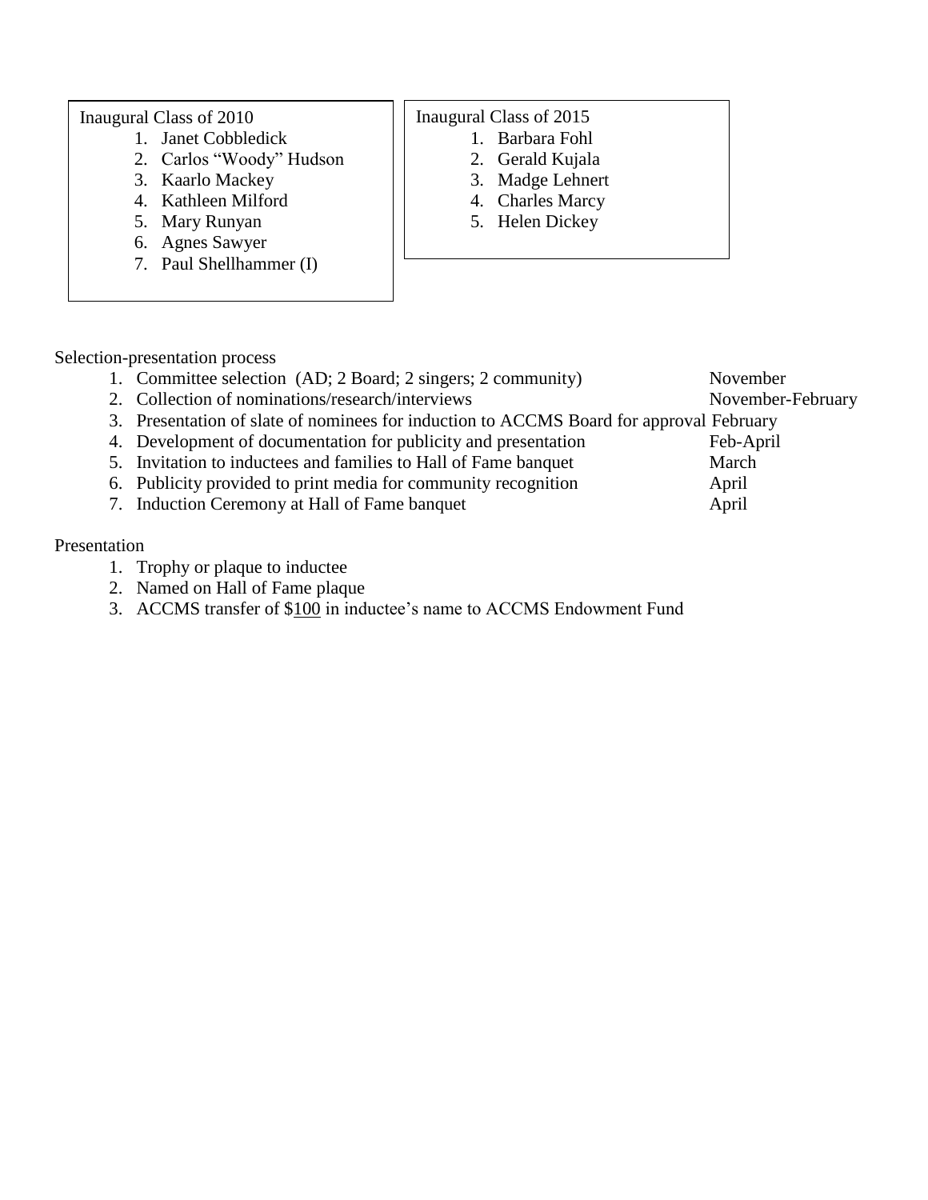Inaugural Class of 2010

1. Janet Cobbledick
2. Carlos “Woody” Hudson
3. Kaarlo Mackey
4. Kathleen Milford
5. Mary Runyan
6. Agnes Sawyer
7. Paul Shellhammer (I)

Inaugural Class of 2015

1. Barbara Fohl
2. Gerald Kujala
3. Madge Lehnert
4. Charles Marcy
5. Helen Dickey

Selection-presentation process

| | Step | Timing |
|---|---|---|
| 1. | Committee selection (AD; 2 Board; 2 singers; 2 community) | November |
| 2. | Collection of nominations/research/interviews | November-February |
| 3. | Presentation of slate of nominees for induction to ACCMS Board for approval | February |
| 4. | Development of documentation for publicity and presentation | Feb-April |
| 5. | Invitation to inductees and families to Hall of Fame banquet | March |
| 6. | Publicity provided to print media for community recognition | April |
| 7. | Induction Ceremony at Hall of Fame banquet | April |

Presentation

1. Trophy or plaque to inductee
2. Named on Hall of Fame plaque
3. ACCMS transfer of $100 in inductee’s name to ACCMS Endowment Fund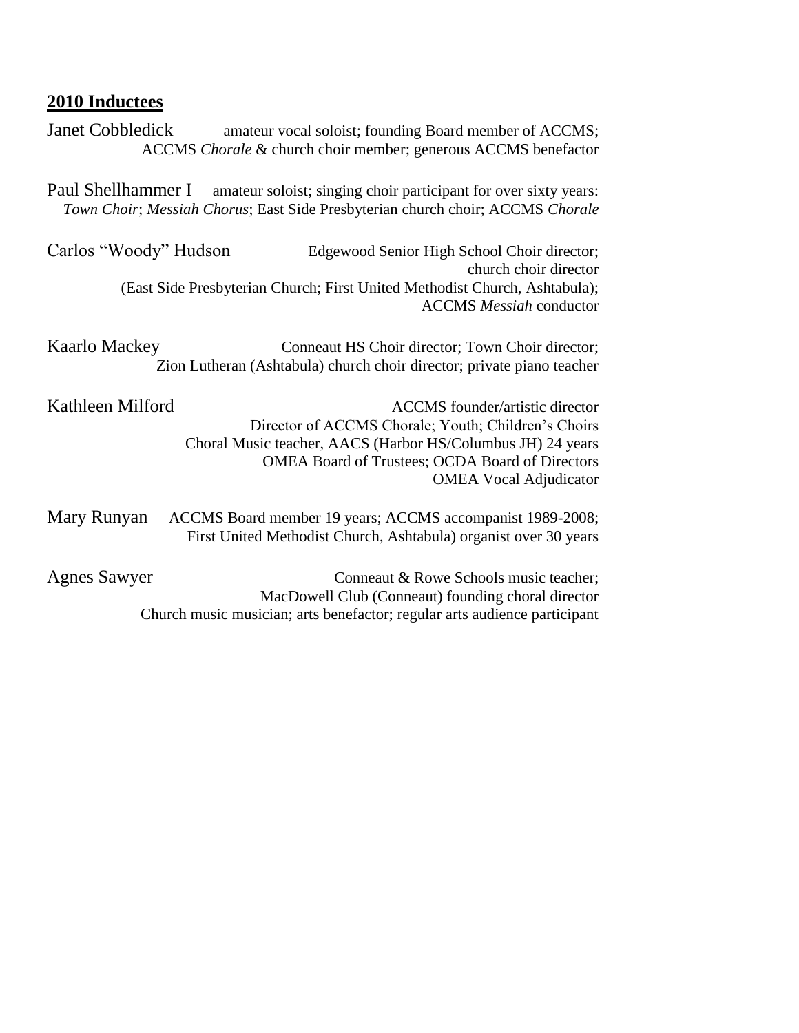## 2010 Inductees

**Janet Cobbledick** amateur vocal soloist; founding Board member of ACCMS; ACCMS *Chorale* & church choir member; generous ACCMS benefactor

**Paul Shellhammer I** amateur soloist; singing choir participant for over sixty years: *Town Choir*; *Messiah Chorus*; East Side Presbyterian church choir; ACCMS *Chorale*

**Carlos "Woody" Hudson** Edgewood Senior High School Choir director; church choir director (East Side Presbyterian Church; First United Methodist Church, Ashtabula); ACCMS *Messiah* conductor

**Kaarlo Mackey** Conneaut HS Choir director; Town Choir director; Zion Lutheran (Ashtabula) church choir director; private piano teacher

**Kathleen Milford** ACCMS founder/artistic director
Director of ACCMS Chorale; Youth; Children's Choirs
Choral Music teacher, AACS (Harbor HS/Columbus JH) 24 years
OMEA Board of Trustees; OCDA Board of Directors
OMEA Vocal Adjudicator

**Mary Runyan** ACCMS Board member 19 years; ACCMS accompanist 1989-2008; First United Methodist Church, Ashtabula) organist over 30 years

**Agnes Sawyer** Conneaut & Rowe Schools music teacher;
MacDowell Club (Conneaut) founding choral director
Church music musician; arts benefactor; regular arts audience participant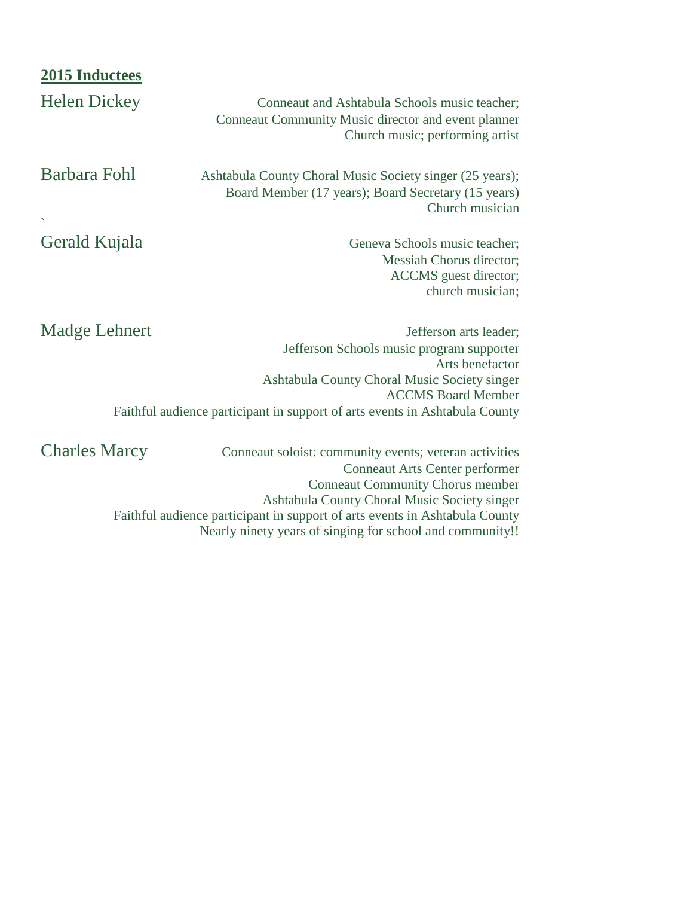**2015 Inductees**

**Helen Dickey**

Conneaut and Ashtabula Schools music teacher;
Conneaut Community Music director and event planner
Church music; performing artist

**Barbara Fohl**

Ashtabula County Choral Music Society singer (25 years);
Board Member (17 years); Board Secretary (15 years)
Church musician

`

**Gerald Kujala**

Geneva Schools music teacher;
Messiah Chorus director;
ACCMS guest director;
church musician;

**Madge Lehnert**

Jefferson arts leader;
Jefferson Schools music program supporter
Arts benefactor
Ashtabula County Choral Music Society singer
ACCMS Board Member
Faithful audience participant in support of arts events in Ashtabula County

**Charles Marcy**

Conneaut soloist: community events; veteran activities
Conneaut Arts Center performer
Conneaut Community Chorus member
Ashtabula County Choral Music Society singer
Faithful audience participant in support of arts events in Ashtabula County
Nearly ninety years of singing for school and community!!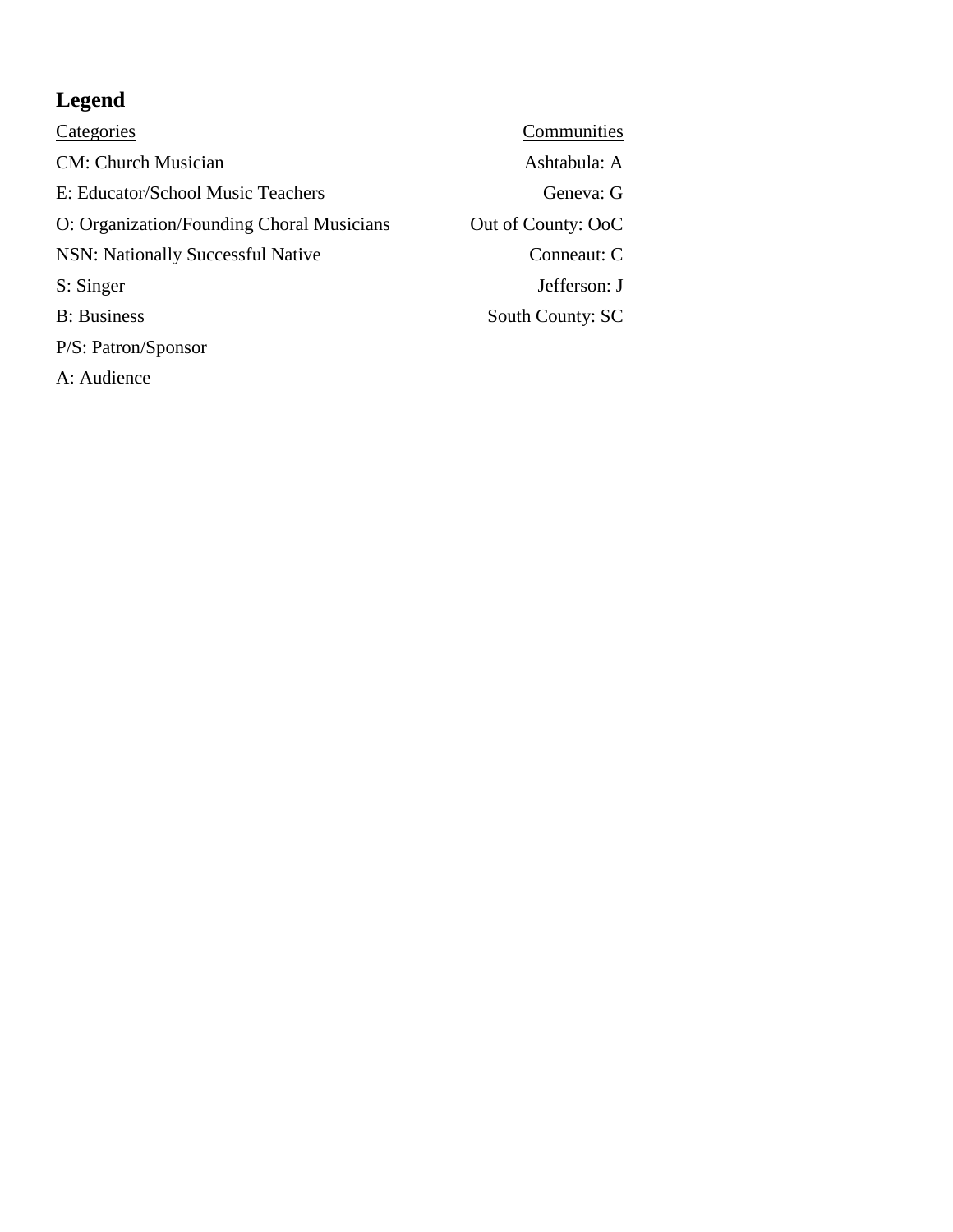## Legend

| Categories | Communities |
|---|---|
| CM: Church Musician | Ashtabula: A |
| E: Educator/School Music Teachers | Geneva: G |
| O: Organization/Founding Choral Musicians | Out of County: OoC |
| NSN: Nationally Successful Native | Conneaut: C |
| S: Singer | Jefferson: J |
| B: Business | South County: SC |
| P/S: Patron/Sponsor | |
| A: Audience | |